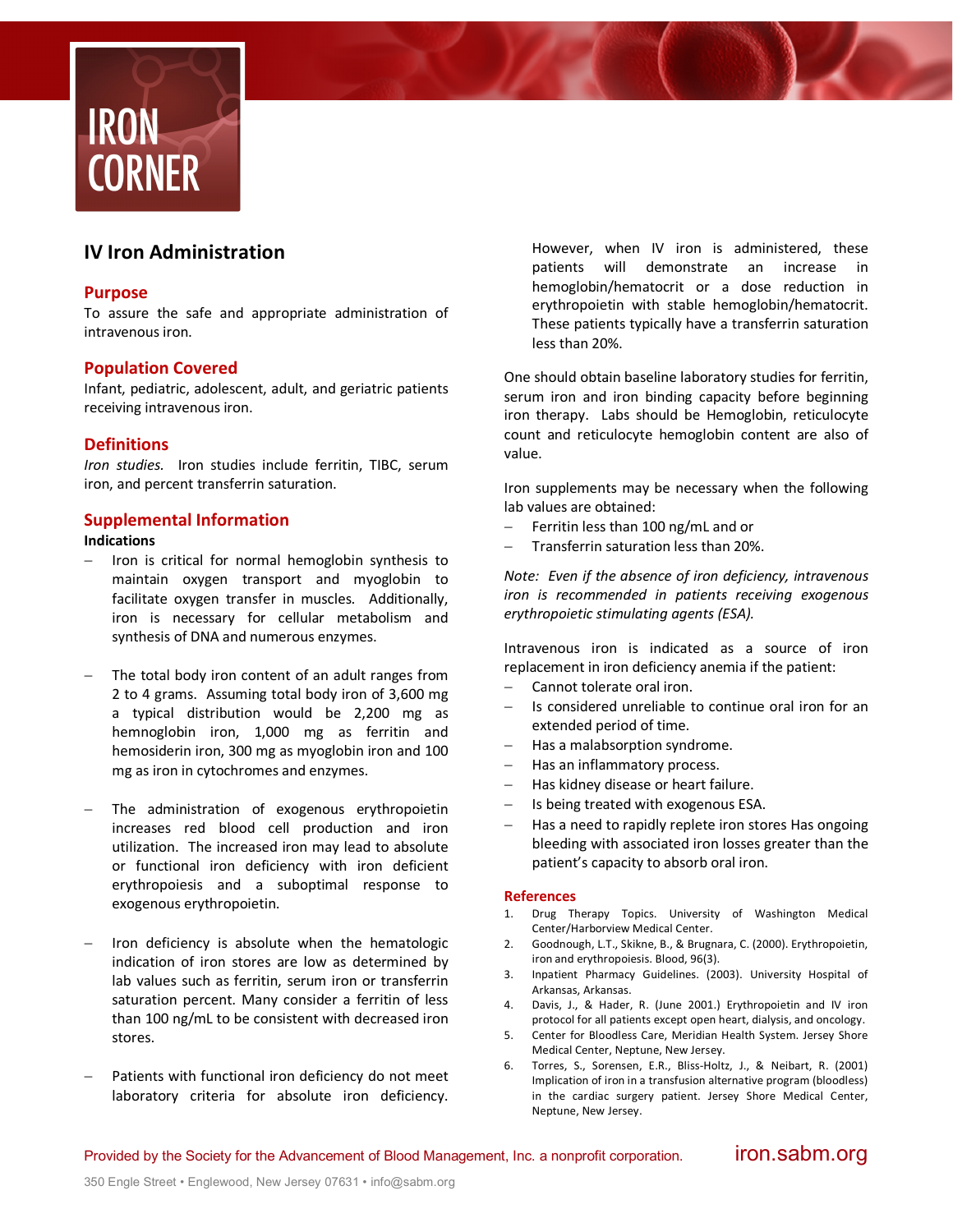# IRON CORNER

## IV Iron Administration

### Purpose

To assure the safe and appropriate administration of intravenous iron.

### Population Covered

Infant, pediatric, adolescent, adult, and geriatric patients receiving intravenous iron.

### Definitions

*Iron studies.* Iron studies include ferritin, TIBC, serum iron, and percent transferrin saturation.

### Supplemental Information

**Indications**

- Iron is critical for normal hemoglobin synthesis to maintain oxygen transport and myoglobin to facilitate oxygen transfer in muscles. Additionally, iron is necessary for cellular metabolism and synthesis of DNA and numerous enzymes.
- The total body iron content of an adult ranges from 2 to 4 grams. Assuming total body iron of 3,600 mg a typical distribution would be 2,200 mg as hemnoglobin iron, 1,000 mg as ferritin and hemosiderin iron, 300 mg as myoglobin iron and 100 mg as iron in cytochromes and enzymes.
- The administration of exogenous erythropoietin increases red blood cell production and iron utilization. The increased iron may lead to absolute or functional iron deficiency with iron deficient erythropoiesis and a suboptimal response to exogenous erythropoietin.
- Iron deficiency is absolute when the hematologic indication of iron stores are low as determined by lab values such as ferritin, serum iron or transferrin saturation percent. Many consider a ferritin of less than 100 ng/mL to be consistent with decreased iron stores.
- Patients with functional iron deficiency do not meet laboratory criteria for absolute iron deficiency. However, when IV iron is administered, these patients will demonstrate an increase in hemoglobin/hematocrit or a dose reduction in erythropoietin with stable hemoglobin/hematocrit. These patients typically have a transferrin saturation less than 20%.

One should obtain baseline laboratory studies for ferritin, serum iron and iron binding capacity before beginning iron therapy. Labs should be Hemoglobin, reticulocyte count and reticulocyte hemoglobin content are also of value.

Iron supplements may be necessary when the following lab values are obtained:

- Ferritin less than 100 ng/mL and or
- Transferrin saturation less than 20%.

*Note: Even if the absence of iron deficiency, intravenous iron is recommended in patients receiving exogenous erythropoietic stimulating agents (ESA).*

Intravenous iron is indicated as a source of iron replacement in iron deficiency anemia if the patient:

- Cannot tolerate oral iron.
- Is considered unreliable to continue oral iron for an extended period of time.
- Has a malabsorption syndrome.
- Has an inflammatory process.
- Has kidney disease or heart failure.
- Is being treated with exogenous ESA.
- Has a need to rapidly replete iron stores Has ongoing bleeding with associated iron losses greater than the patient's capacity to absorb oral iron.

### References

1. Drug Therapy Topics. University of Washington Medical Center/Harborview Medical Center.
2. Goodnough, L.T., Skikne, B., & Brugnara, C. (2000). Erythropoietin, iron and erythropoiesis. Blood, 96(3).
3. Inpatient Pharmacy Guidelines. (2003). University Hospital of Arkansas, Arkansas.
4. Davis, J., & Hader, R. (June 2001.) Erythropoietin and IV iron protocol for all patients except open heart, dialysis, and oncology.
5. Center for Bloodless Care, Meridian Health System. Jersey Shore Medical Center, Neptune, New Jersey.
6. Torres, S., Sorensen, E.R., Bliss-Holtz, J., & Neibart, R. (2001) Implication of iron in a transfusion alternative program (bloodless) in the cardiac surgery patient. Jersey Shore Medical Center, Neptune, New Jersey.

Provided by the Society for the Advancement of Blood Management, Inc. a nonprofit corporation. iron.sabm.org

350 Engle Street • Englewood, New Jersey 07631 • info@sabm.org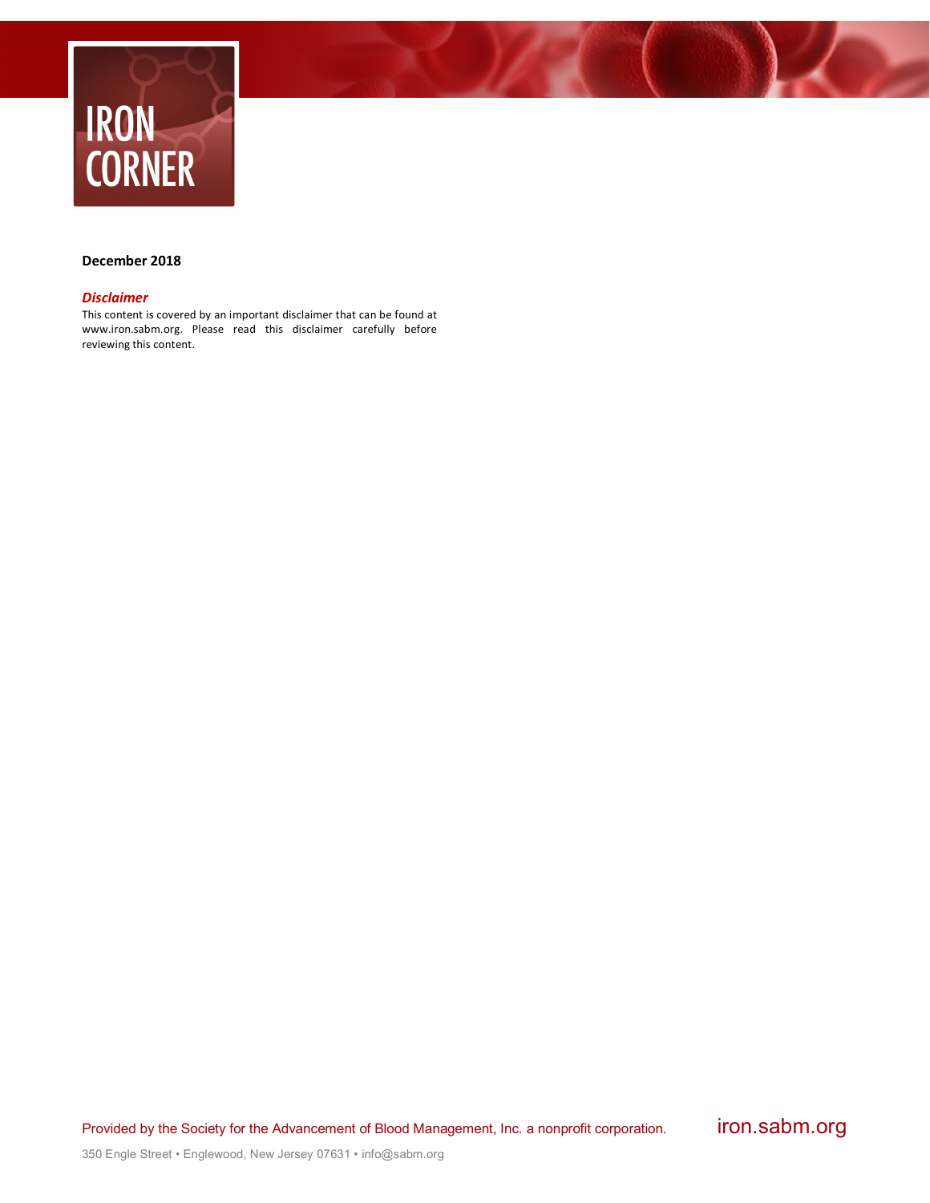IRON CORNER

**December 2018**

***Disclaimer***

This content is covered by an important disclaimer that can be found at www.iron.sabm.org. Please read this disclaimer carefully before reviewing this content.

Provided by the Society for the Advancement of Blood Management, Inc. a nonprofit corporation.

iron.sabm.org

350 Engle Street • Englewood, New Jersey 07631 • info@sabm.org